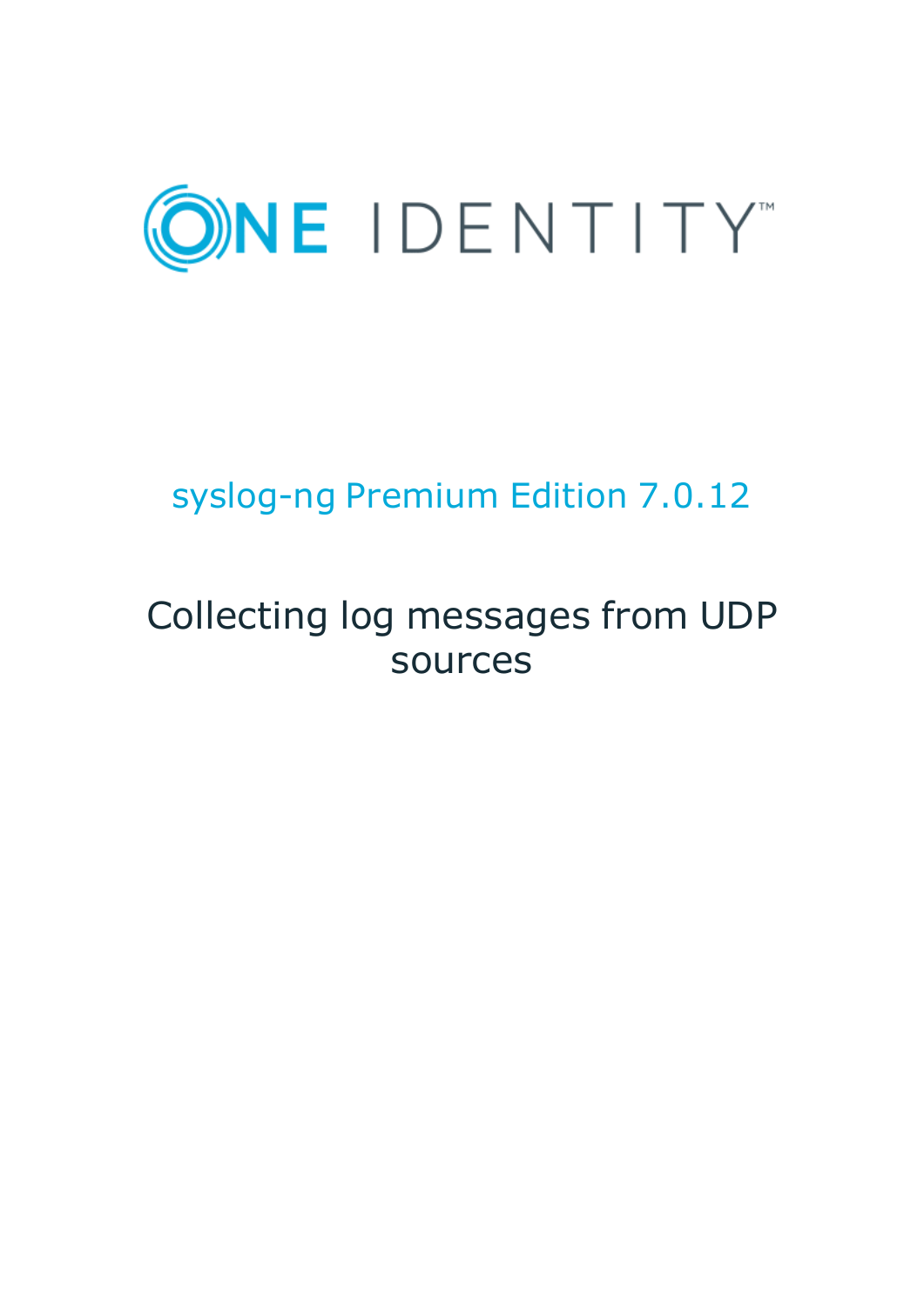ONE IDENTITY™

# syslog-ng Premium Edition 7.0.12

# Collecting log messages from UDP sources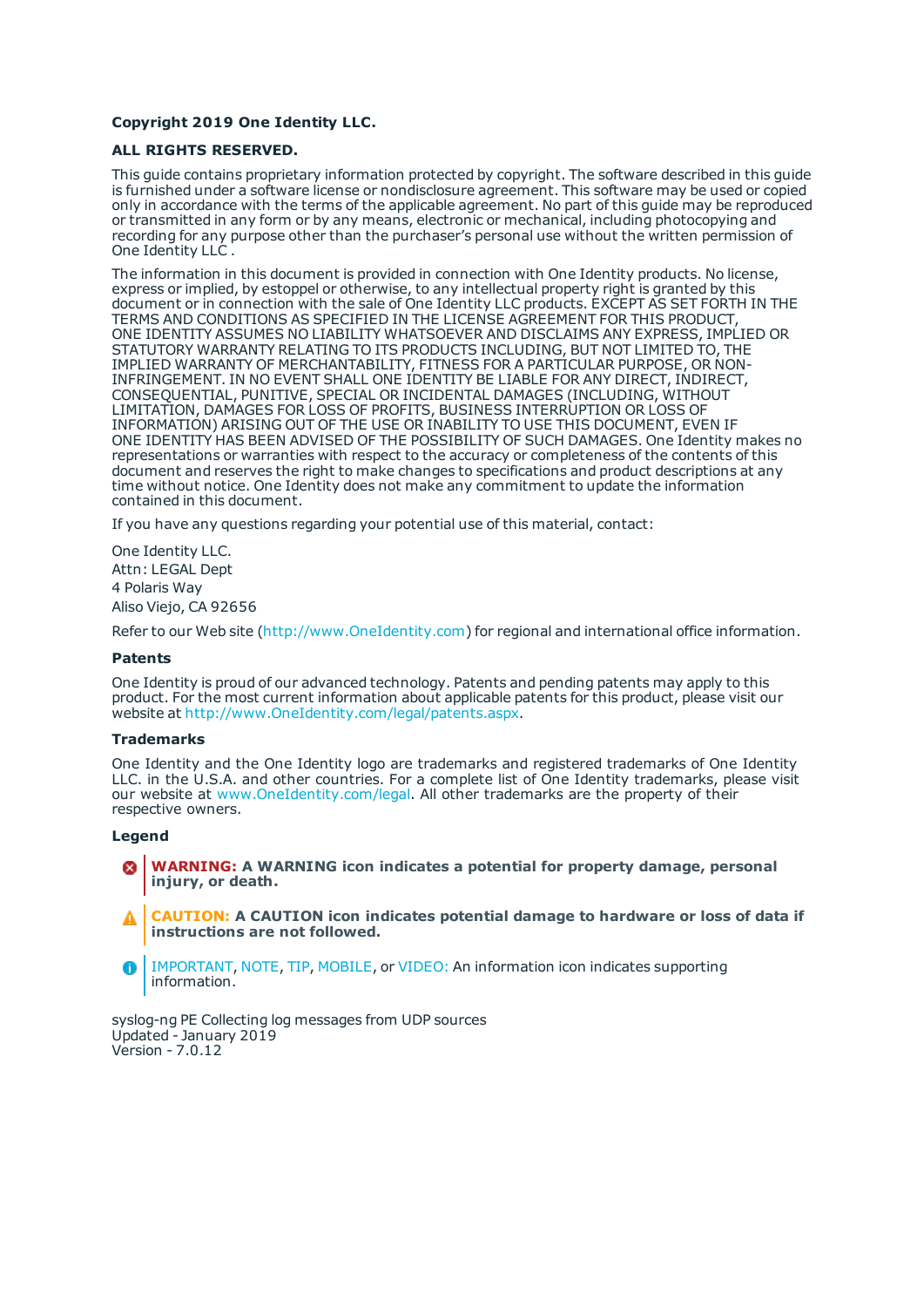**Copyright 2019 One Identity LLC.**

**ALL RIGHTS RESERVED.**

This guide contains proprietary information protected by copyright. The software described in this guide is furnished under a software license or nondisclosure agreement. This software may be used or copied only in accordance with the terms of the applicable agreement. No part of this guide may be reproduced or transmitted in any form or by any means, electronic or mechanical, including photocopying and recording for any purpose other than the purchaser's personal use without the written permission of One Identity LLC .

The information in this document is provided in connection with One Identity products. No license, express or implied, by estoppel or otherwise, to any intellectual property right is granted by this document or in connection with the sale of One Identity LLC products. EXCEPT AS SET FORTH IN THE TERMS AND CONDITIONS AS SPECIFIED IN THE LICENSE AGREEMENT FOR THIS PRODUCT, ONE IDENTITY ASSUMES NO LIABILITY WHATSOEVER AND DISCLAIMS ANY EXPRESS, IMPLIED OR STATUTORY WARRANTY RELATING TO ITS PRODUCTS INCLUDING, BUT NOT LIMITED TO, THE IMPLIED WARRANTY OF MERCHANTABILITY, FITNESS FOR A PARTICULAR PURPOSE, OR NON-INFRINGEMENT. IN NO EVENT SHALL ONE IDENTITY BE LIABLE FOR ANY DIRECT, INDIRECT, CONSEQUENTIAL, PUNITIVE, SPECIAL OR INCIDENTAL DAMAGES (INCLUDING, WITHOUT LIMITATION, DAMAGES FOR LOSS OF PROFITS, BUSINESS INTERRUPTION OR LOSS OF INFORMATION) ARISING OUT OF THE USE OR INABILITY TO USE THIS DOCUMENT, EVEN IF ONE IDENTITY HAS BEEN ADVISED OF THE POSSIBILITY OF SUCH DAMAGES. One Identity makes no representations or warranties with respect to the accuracy or completeness of the contents of this document and reserves the right to make changes to specifications and product descriptions at any time without notice. One Identity does not make any commitment to update the information contained in this document.

If you have any questions regarding your potential use of this material, contact:

One Identity LLC.
Attn: LEGAL Dept
4 Polaris Way
Aliso Viejo, CA 92656

Refer to our Web site (http://www.OneIdentity.com) for regional and international office information.

### Patents

One Identity is proud of our advanced technology. Patents and pending patents may apply to this product. For the most current information about applicable patents for this product, please visit our website at http://www.OneIdentity.com/legal/patents.aspx.

### Trademarks

One Identity and the One Identity logo are trademarks and registered trademarks of One Identity LLC. in the U.S.A. and other countries. For a complete list of One Identity trademarks, please visit our website at www.OneIdentity.com/legal. All other trademarks are the property of their respective owners.

### Legend

**WARNING: A WARNING icon indicates a potential for property damage, personal injury, or death.**

**CAUTION: A CAUTION icon indicates potential damage to hardware or loss of data if instructions are not followed.**

IMPORTANT, NOTE, TIP, MOBILE, or VIDEO: An information icon indicates supporting information.

syslog-ng PE Collecting log messages from UDP sources
Updated - January 2019
Version - 7.0.12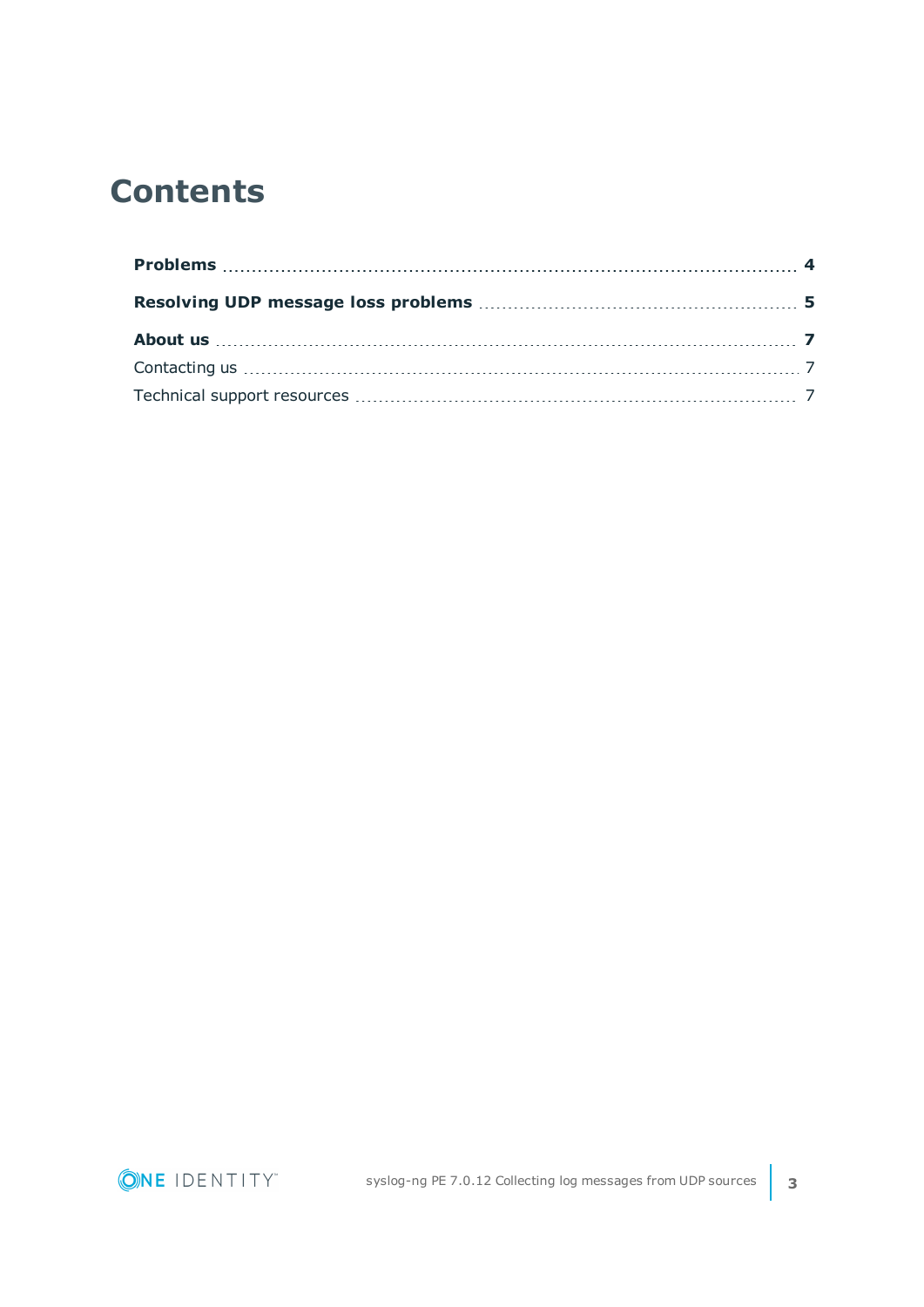# Contents

**Problems** .......... **4**

**Resolving UDP message loss problems** .......... **5**

**About us** .......... **7**

Contacting us .......... 7

Technical support resources .......... 7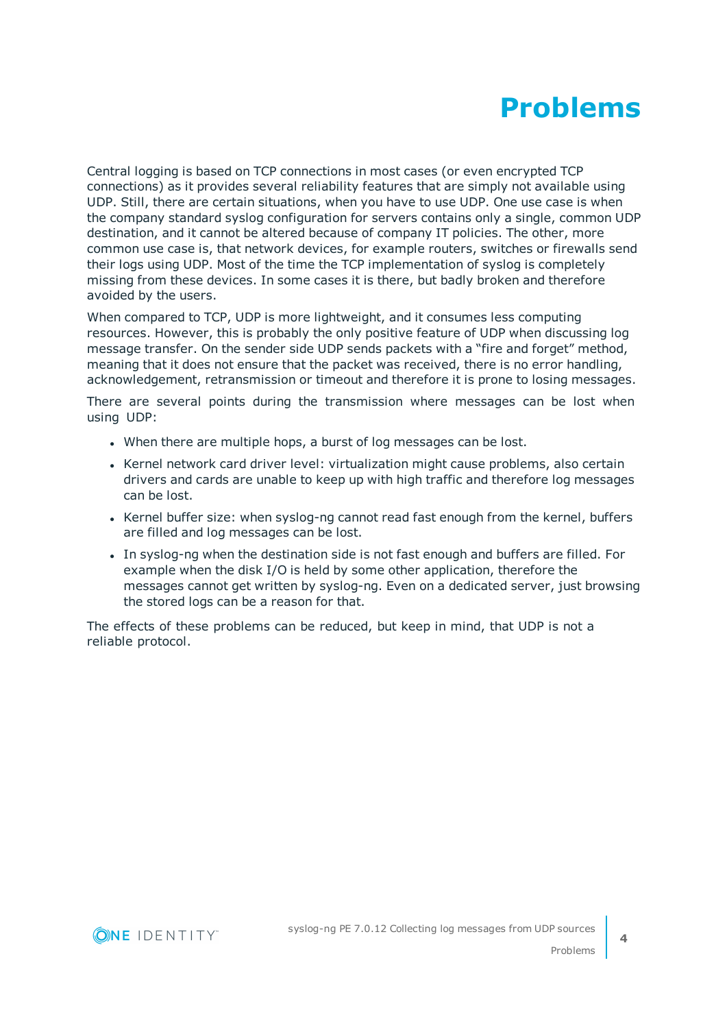# Problems

Central logging is based on TCP connections in most cases (or even encrypted TCP connections) as it provides several reliability features that are simply not available using UDP. Still, there are certain situations, when you have to use UDP. One use case is when the company standard syslog configuration for servers contains only a single, common UDP destination, and it cannot be altered because of company IT policies. The other, more common use case is, that network devices, for example routers, switches or firewalls send their logs using UDP. Most of the time the TCP implementation of syslog is completely missing from these devices. In some cases it is there, but badly broken and therefore avoided by the users.

When compared to TCP, UDP is more lightweight, and it consumes less computing resources. However, this is probably the only positive feature of UDP when discussing log message transfer. On the sender side UDP sends packets with a "fire and forget" method, meaning that it does not ensure that the packet was received, there is no error handling, acknowledgement, retransmission or timeout and therefore it is prone to losing messages.

There are several points during the transmission where messages can be lost when using UDP:

- When there are multiple hops, a burst of log messages can be lost.
- Kernel network card driver level: virtualization might cause problems, also certain drivers and cards are unable to keep up with high traffic and therefore log messages can be lost.
- Kernel buffer size: when syslog-ng cannot read fast enough from the kernel, buffers are filled and log messages can be lost.
- In syslog-ng when the destination side is not fast enough and buffers are filled. For example when the disk I/O is held by some other application, therefore the messages cannot get written by syslog-ng. Even on a dedicated server, just browsing the stored logs can be a reason for that.

The effects of these problems can be reduced, but keep in mind, that UDP is not a reliable protocol.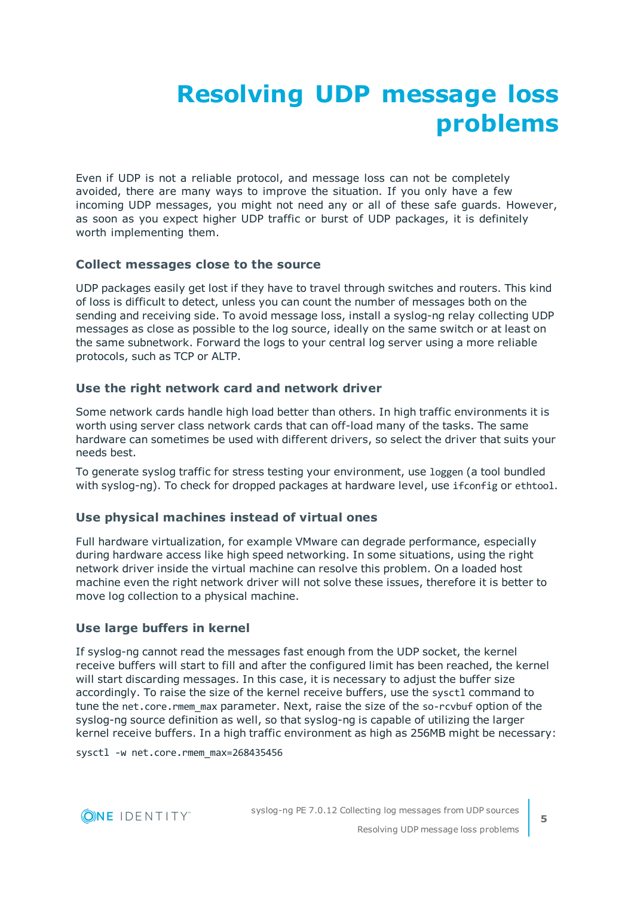# Resolving UDP message loss problems

Even if UDP is not a reliable protocol, and message loss can not be completely avoided, there are many ways to improve the situation. If you only have a few incoming UDP messages, you might not need any or all of these safe guards. However, as soon as you expect higher UDP traffic or burst of UDP packages, it is definitely worth implementing them.

### Collect messages close to the source

UDP packages easily get lost if they have to travel through switches and routers. This kind of loss is difficult to detect, unless you can count the number of messages both on the sending and receiving side. To avoid message loss, install a syslog-ng relay collecting UDP messages as close as possible to the log source, ideally on the same switch or at least on the same subnetwork. Forward the logs to your central log server using a more reliable protocols, such as TCP or ALTP.

### Use the right network card and network driver

Some network cards handle high load better than others. In high traffic environments it is worth using server class network cards that can off-load many of the tasks. The same hardware can sometimes be used with different drivers, so select the driver that suits your needs best.

To generate syslog traffic for stress testing your environment, use `loggen` (a tool bundled with syslog-ng). To check for dropped packages at hardware level, use `ifconfig` or `ethtool`.

### Use physical machines instead of virtual ones

Full hardware virtualization, for example VMware can degrade performance, especially during hardware access like high speed networking. In some situations, using the right network driver inside the virtual machine can resolve this problem. On a loaded host machine even the right network driver will not solve these issues, therefore it is better to move log collection to a physical machine.

### Use large buffers in kernel

If syslog-ng cannot read the messages fast enough from the UDP socket, the kernel receive buffers will start to fill and after the configured limit has been reached, the kernel will start discarding messages. In this case, it is necessary to adjust the buffer size accordingly. To raise the size of the kernel receive buffers, use the `sysctl` command to tune the `net.core.rmem_max` parameter. Next, raise the size of the `so-rcvbuf` option of the syslog-ng source definition as well, so that syslog-ng is capable of utilizing the larger kernel receive buffers. In a high traffic environment as high as 256MB might be necessary:

```
sysctl -w net.core.rmem_max=268435456
```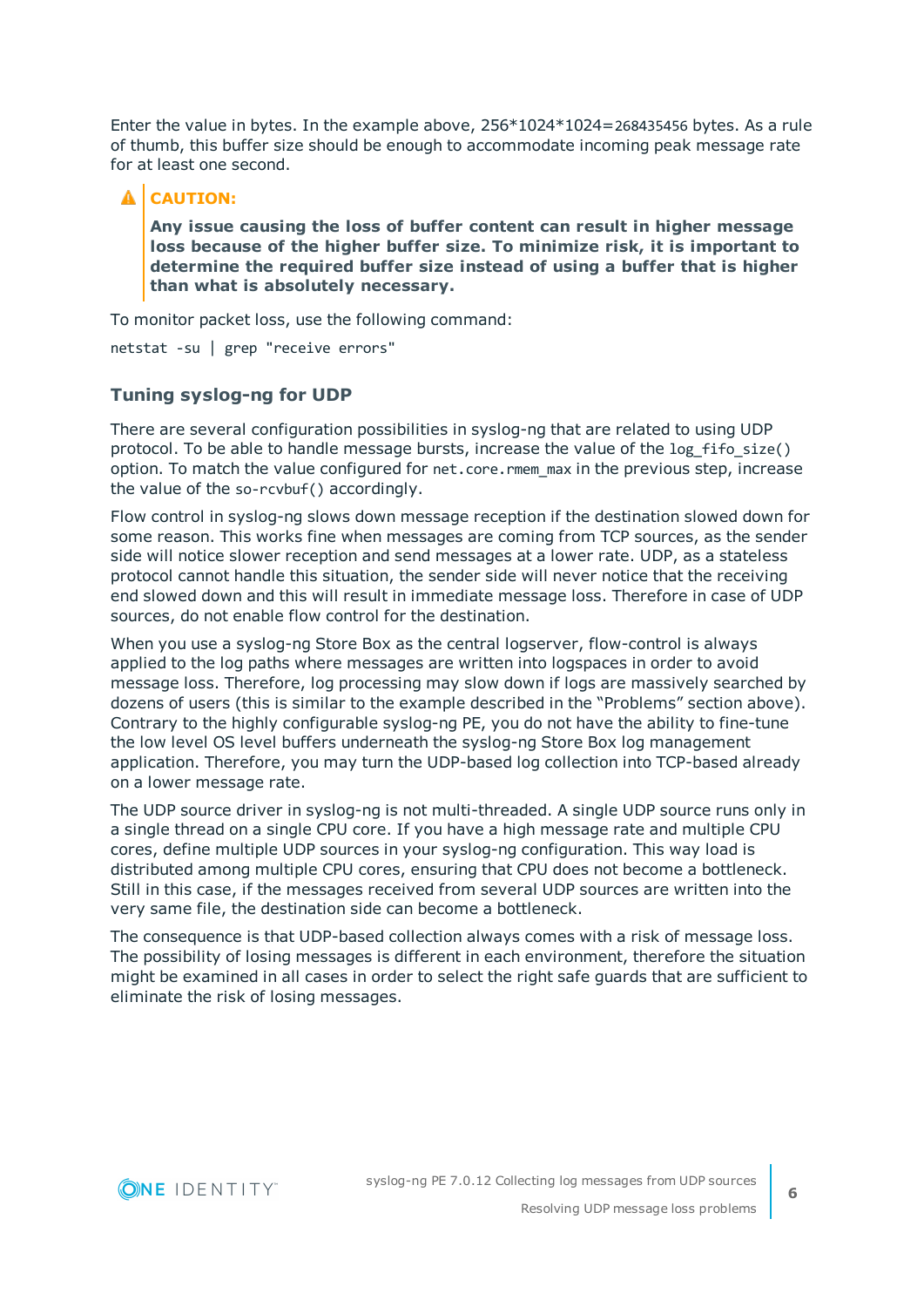Enter the value in bytes. In the example above, 256*1024*1024=268435456 bytes. As a rule of thumb, this buffer size should be enough to accommodate incoming peak message rate for at least one second.

> **CAUTION:**
>
> **Any issue causing the loss of buffer content can result in higher message loss because of the higher buffer size. To minimize risk, it is important to determine the required buffer size instead of using a buffer that is higher than what is absolutely necessary.**

To monitor packet loss, use the following command:

```
netstat -su | grep "receive errors"
```

### Tuning syslog-ng for UDP

There are several configuration possibilities in syslog-ng that are related to using UDP protocol. To be able to handle message bursts, increase the value of the `log_fifo_size()` option. To match the value configured for `net.core.rmem_max` in the previous step, increase the value of the `so-rcvbuf()` accordingly.

Flow control in syslog-ng slows down message reception if the destination slowed down for some reason. This works fine when messages are coming from TCP sources, as the sender side will notice slower reception and send messages at a lower rate. UDP, as a stateless protocol cannot handle this situation, the sender side will never notice that the receiving end slowed down and this will result in immediate message loss. Therefore in case of UDP sources, do not enable flow control for the destination.

When you use a syslog-ng Store Box as the central logserver, flow-control is always applied to the log paths where messages are written into logspaces in order to avoid message loss. Therefore, log processing may slow down if logs are massively searched by dozens of users (this is similar to the example described in the “Problems” section above). Contrary to the highly configurable syslog-ng PE, you do not have the ability to fine-tune the low level OS level buffers underneath the syslog-ng Store Box log management application. Therefore, you may turn the UDP-based log collection into TCP-based already on a lower message rate.

The UDP source driver in syslog-ng is not multi-threaded. A single UDP source runs only in a single thread on a single CPU core. If you have a high message rate and multiple CPU cores, define multiple UDP sources in your syslog-ng configuration. This way load is distributed among multiple CPU cores, ensuring that CPU does not become a bottleneck. Still in this case, if the messages received from several UDP sources are written into the very same file, the destination side can become a bottleneck.

The consequence is that UDP-based collection always comes with a risk of message loss. The possibility of losing messages is different in each environment, therefore the situation might be examined in all cases in order to select the right safe guards that are sufficient to eliminate the risk of losing messages.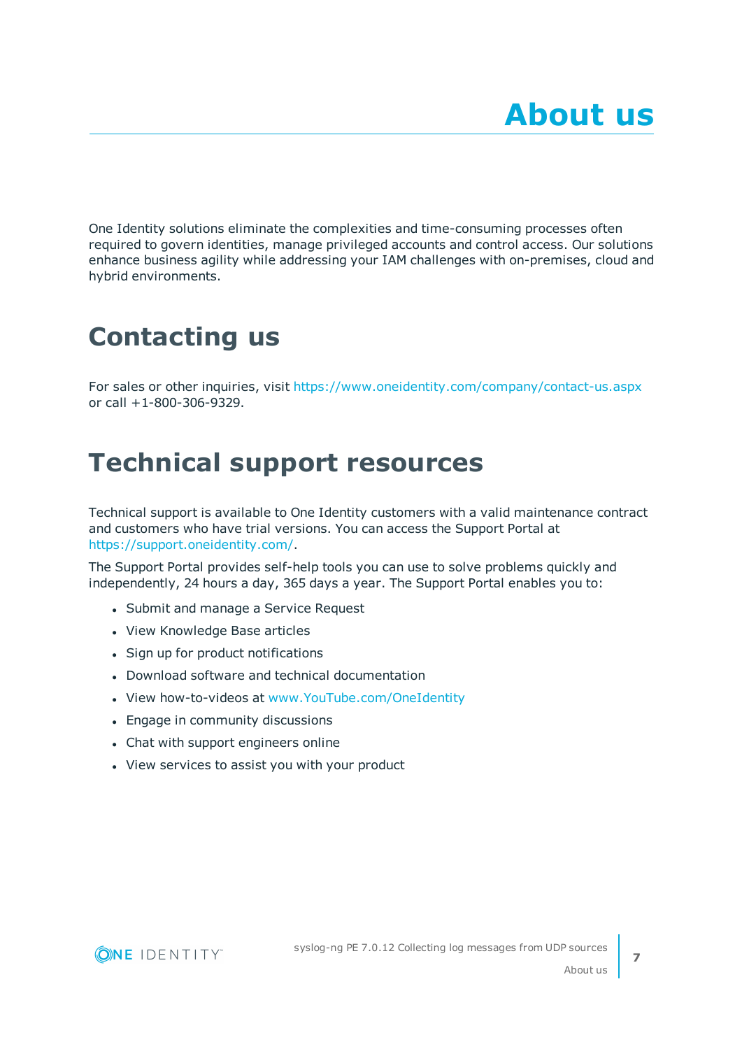# About us

One Identity solutions eliminate the complexities and time-consuming processes often required to govern identities, manage privileged accounts and control access. Our solutions enhance business agility while addressing your IAM challenges with on-premises, cloud and hybrid environments.

## Contacting us

For sales or other inquiries, visit https://www.oneidentity.com/company/contact-us.aspx or call +1-800-306-9329.

## Technical support resources

Technical support is available to One Identity customers with a valid maintenance contract and customers who have trial versions. You can access the Support Portal at https://support.oneidentity.com/.

The Support Portal provides self-help tools you can use to solve problems quickly and independently, 24 hours a day, 365 days a year. The Support Portal enables you to:

- Submit and manage a Service Request
- View Knowledge Base articles
- Sign up for product notifications
- Download software and technical documentation
- View how-to-videos at www.YouTube.com/OneIdentity
- Engage in community discussions
- Chat with support engineers online
- View services to assist you with your product